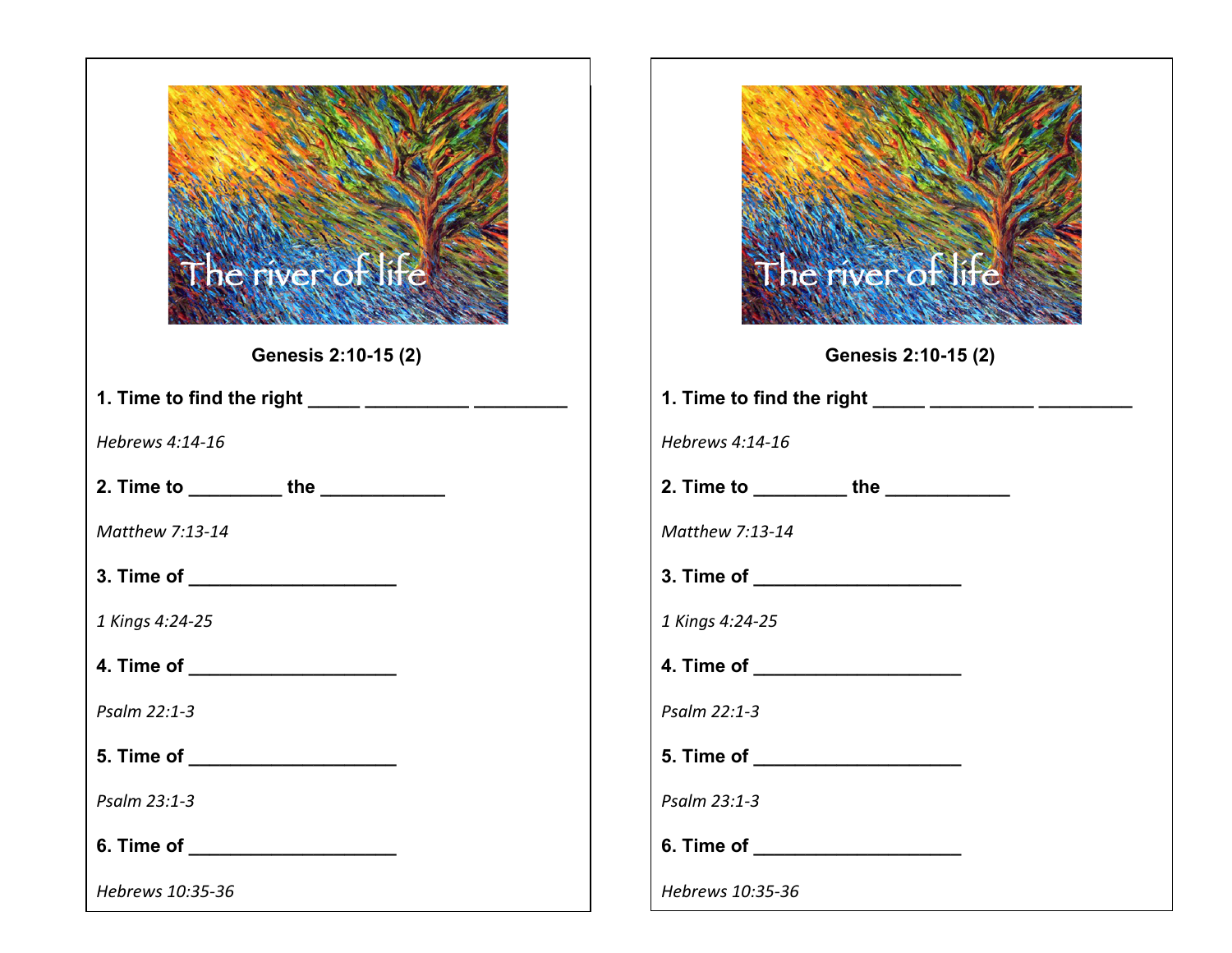The river of life

**Genesis 2:10-15 (2)**

**1. Time to find the right _____ __________ _________**

*Hebrews 4:14-16*

**2. Time to _________ the ____________**

*Matthew 7:13-14*

**3. Time of ____________________**

*1 Kings 4:24-25*

**4. Time of ____________________**

*Psalm 22:1-3*

**5. Time of ____________________**

*Psalm 23:1-3*

**6. Time of ____________________**

*Hebrews 10:35-36*

The river of life

**Genesis 2:10-15 (2)**

**1. Time to find the right _____ __________ _________**

*Hebrews 4:14-16*

**2. Time to _________ the ____________**

*Matthew 7:13-14*

**3. Time of ____________________**

*1 Kings 4:24-25*

**4. Time of ____________________**

*Psalm 22:1-3*

**5. Time of ____________________**

*Psalm 23:1-3*

**6. Time of ____________________**

*Hebrews 10:35-36*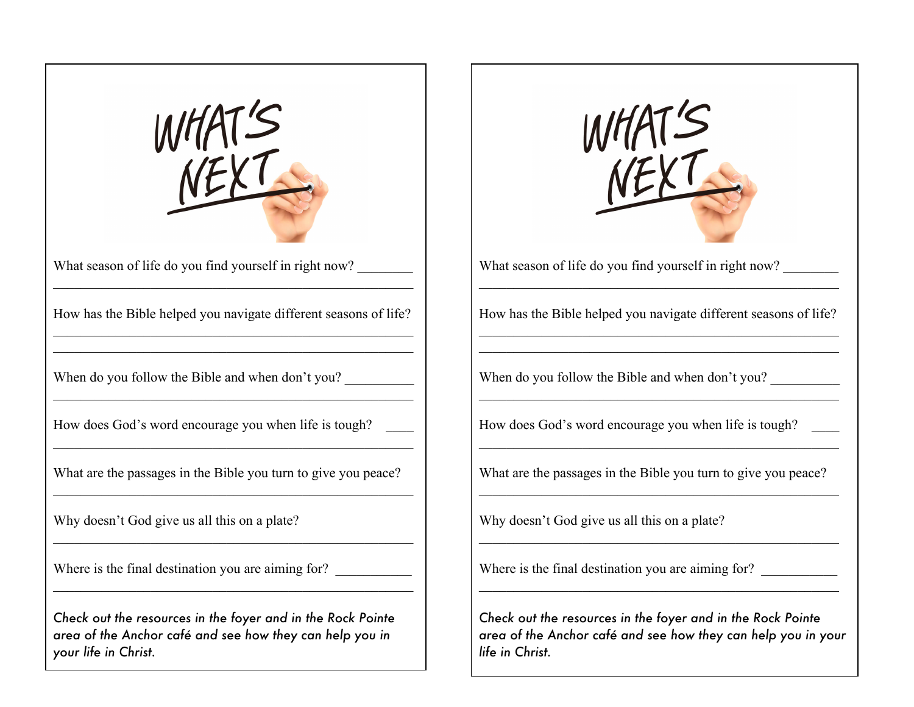What season of life do you find yourself in right now? ________
______________________________________________________

How has the Bible helped you navigate different seasons of life?
______________________________________________________
______________________________________________________

When do you follow the Bible and when don't you? __________
______________________________________________________

How does God's word encourage you when life is tough? ____
______________________________________________________

What are the passages in the Bible you turn to give you peace?
______________________________________________________

Why doesn't God give us all this on a plate?
______________________________________________________

Where is the final destination you are aiming for? ___________
______________________________________________________

*Check out the resources in the foyer and in the Rock Pointe area of the Anchor café and see how they can help you in your life in Christ.*

What season of life do you find yourself in right now? ________
______________________________________________________

How has the Bible helped you navigate different seasons of life?
______________________________________________________
______________________________________________________

When do you follow the Bible and when don't you? __________
______________________________________________________

How does God's word encourage you when life is tough? ____
______________________________________________________

What are the passages in the Bible you turn to give you peace?
______________________________________________________

Why doesn't God give us all this on a plate?
______________________________________________________

Where is the final destination you are aiming for? ___________
______________________________________________________

*Check out the resources in the foyer and in the Rock Pointe area of the Anchor café and see how they can help you in your life in Christ.*